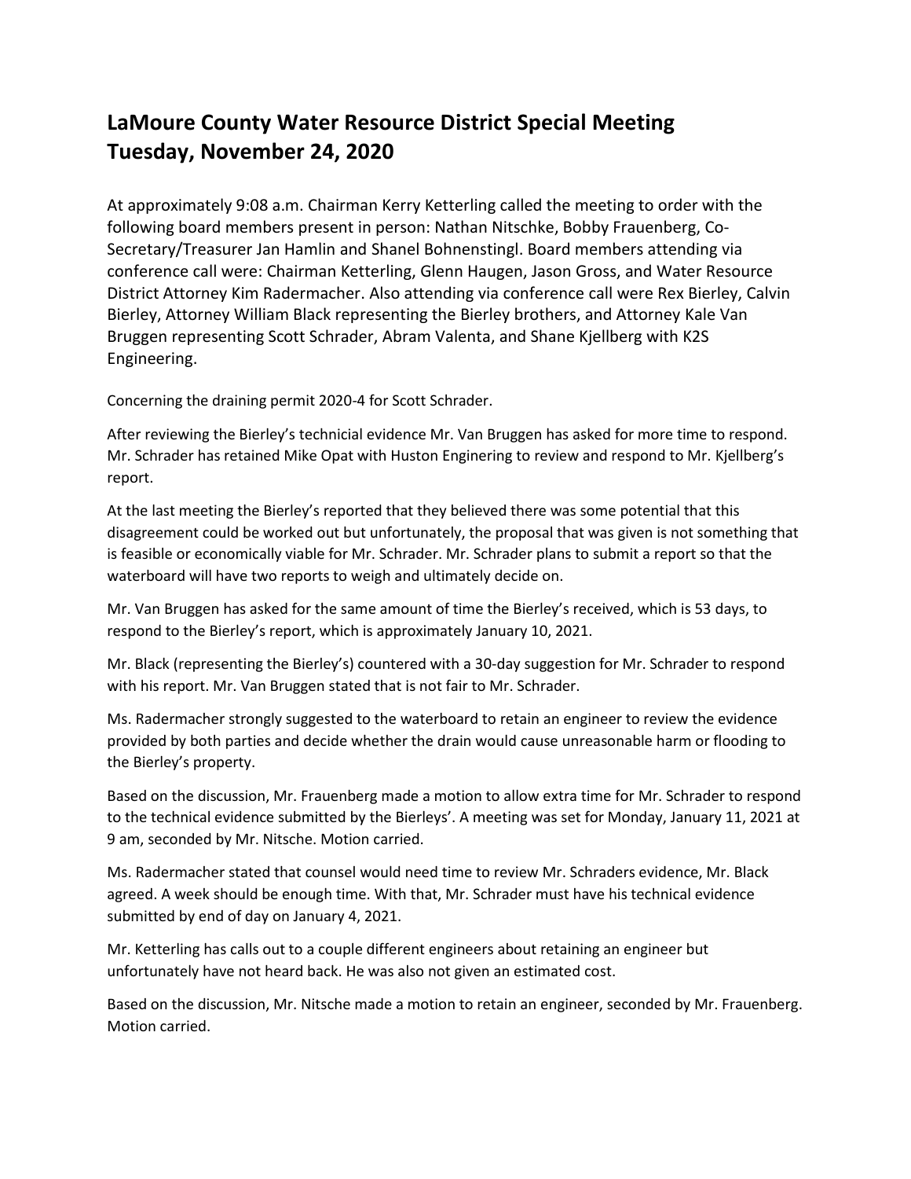# LaMoure County Water Resource District Special Meeting
# Tuesday, November 24, 2020

At approximately 9:08 a.m. Chairman Kerry Ketterling called the meeting to order with the following board members present in person: Nathan Nitschke, Bobby Frauenberg, Co-Secretary/Treasurer Jan Hamlin and Shanel Bohnenstingl. Board members attending via conference call were: Chairman Ketterling, Glenn Haugen, Jason Gross, and Water Resource District Attorney Kim Radermacher. Also attending via conference call were Rex Bierley, Calvin Bierley, Attorney William Black representing the Bierley brothers, and Attorney Kale Van Bruggen representing Scott Schrader, Abram Valenta, and Shane Kjellberg with K2S Engineering.

Concerning the draining permit 2020-4 for Scott Schrader.

After reviewing the Bierley's technicial evidence Mr. Van Bruggen has asked for more time to respond. Mr. Schrader has retained Mike Opat with Huston Enginering to review and respond to Mr. Kjellberg's report.

At the last meeting the Bierley's reported that they believed there was some potential that this disagreement could be worked out but unfortunately, the proposal that was given is not something that is feasible or economically viable for Mr. Schrader. Mr. Schrader plans to submit a report so that the waterboard will have two reports to weigh and ultimately decide on.

Mr. Van Bruggen has asked for the same amount of time the Bierley's received, which is 53 days, to respond to the Bierley's report, which is approximately January 10, 2021.

Mr. Black (representing the Bierley's) countered with a 30-day suggestion for Mr. Schrader to respond with his report. Mr. Van Bruggen stated that is not fair to Mr. Schrader.

Ms. Radermacher strongly suggested to the waterboard to retain an engineer to review the evidence provided by both parties and decide whether the drain would cause unreasonable harm or flooding to the Bierley's property.

Based on the discussion, Mr. Frauenberg made a motion to allow extra time for Mr. Schrader to respond to the technical evidence submitted by the Bierleys'. A meeting was set for Monday, January 11, 2021 at 9 am, seconded by Mr. Nitsche. Motion carried.

Ms. Radermacher stated that counsel would need time to review Mr. Schraders evidence, Mr. Black agreed. A week should be enough time. With that, Mr. Schrader must have his technical evidence submitted by end of day on January 4, 2021.

Mr. Ketterling has calls out to a couple different engineers about retaining an engineer but unfortunately have not heard back. He was also not given an estimated cost.

Based on the discussion, Mr. Nitsche made a motion to retain an engineer, seconded by Mr. Frauenberg. Motion carried.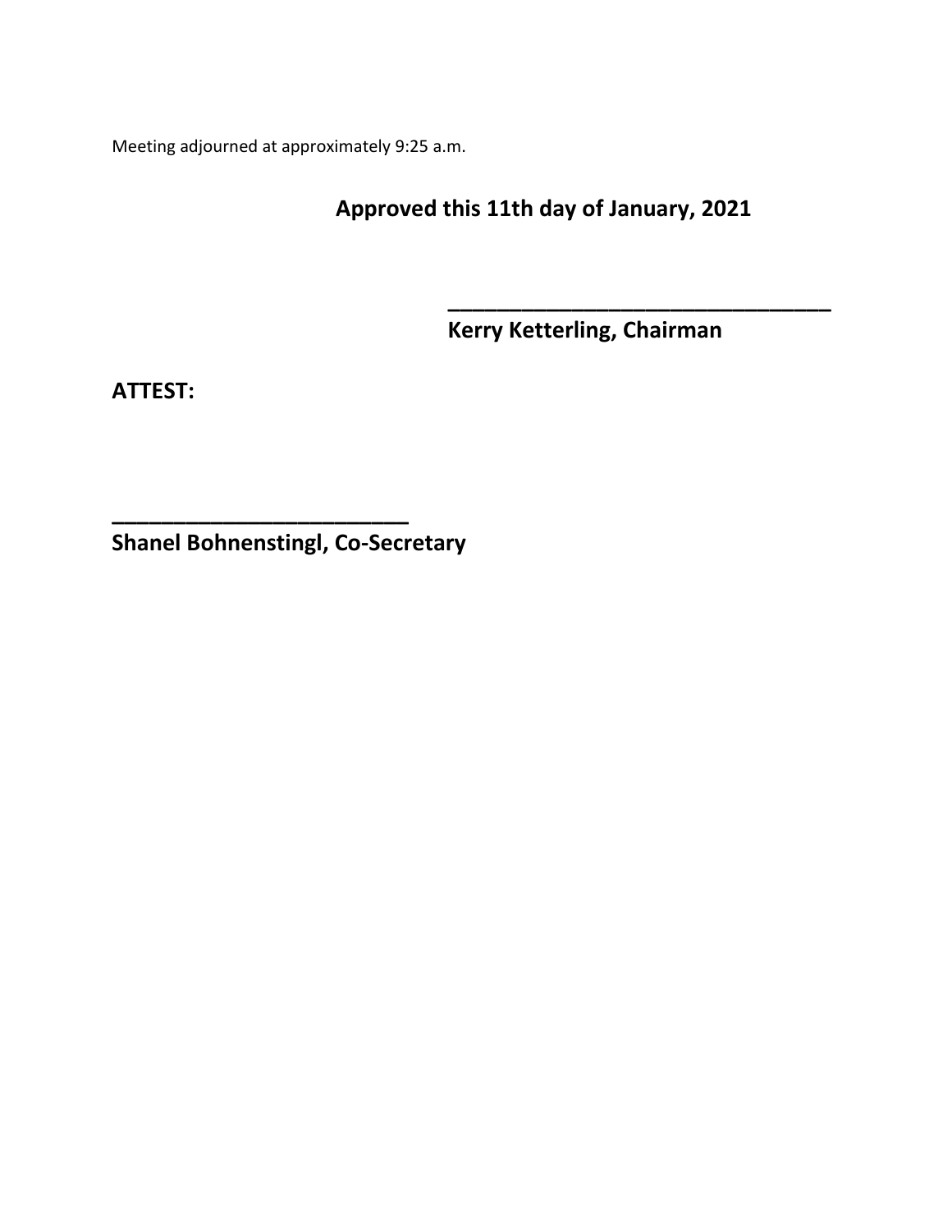Meeting adjourned at approximately 9:25 a.m.

**Approved this 11th day of January, 2021**

**\_\_\_\_\_\_\_\_\_\_\_\_\_\_\_\_\_\_\_\_\_\_\_\_\_\_\_\_\_\_\_\_\_**

**Kerry Ketterling, Chairman**

**ATTEST:**

**\_\_\_\_\_\_\_\_\_\_\_\_\_\_\_\_\_\_\_\_\_\_\_\_\_\_**

**Shanel Bohnenstingl, Co-Secretary**